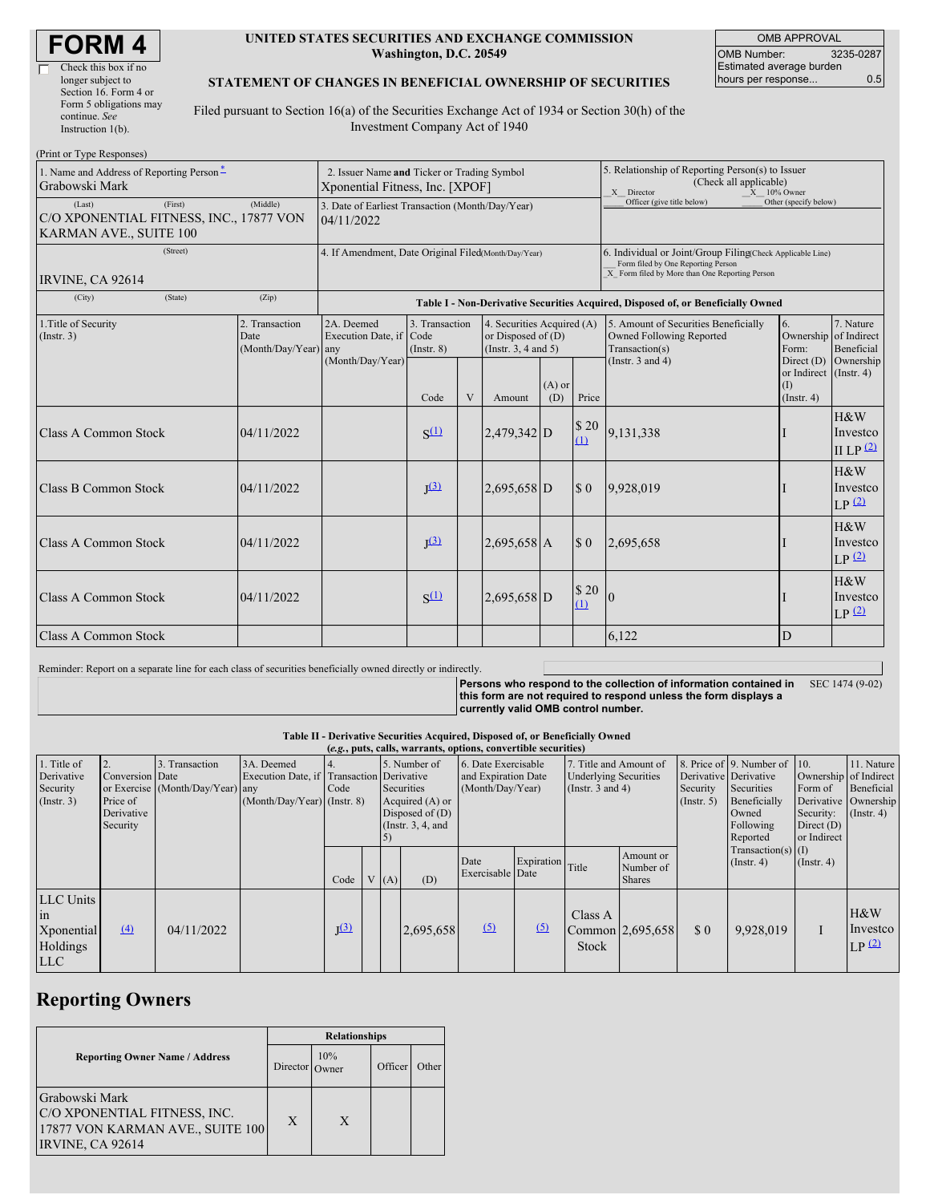# FORM 4

☐ Check this box if no longer subject to Section 16. Form 4 or Form 5 obligations may continue. *See* Instruction 1(b).

**UNITED STATES SECURITIES AND EXCHANGE COMMISSION**
**Washington, D.C. 20549**

**STATEMENT OF CHANGES IN BENEFICIAL OWNERSHIP OF SECURITIES**

Filed pursuant to Section 16(a) of the Securities Exchange Act of 1934 or Section 30(h) of the Investment Company Act of 1940

| OMB APPROVAL | |
|---|---|
| OMB Number: | 3235-0287 |
| Estimated average burden hours per response... | 0.5 |

(Print or Type Responses)

| 1. Name and Address of Reporting Person * | 2. Issuer Name and Ticker or Trading Symbol | 5. Relationship of Reporting Person(s) to Issuer (Check all applicable) |
|---|---|---|
| Grabowski Mark | Xponential Fitness, Inc. [XPOF] | _X_ Director _X_ 10% Owner ___ Officer (give title below) ___ Other (specify below) |
| (Last) (First) (Middle) C/O XPONENTIAL FITNESS, INC., 17877 VON KARMAN AVE., SUITE 100 | 3. Date of Earliest Transaction (Month/Day/Year) 04/11/2022 | |
| (Street) IRVINE, CA 92614 (City) (State) (Zip) | 4. If Amendment, Date Original Filed (Month/Day/Year) | 6. Individual or Joint/Group Filing (Check Applicable Line) ___ Form filed by One Reporting Person _X_ Form filed by More than One Reporting Person |

**Table I - Non-Derivative Securities Acquired, Disposed of, or Beneficially Owned**

| 1.Title of Security (Instr. 3) | 2. Transaction Date (Month/Day/Year) | 2A. Deemed Execution Date, if any (Month/Day/Year) | 3. Transaction Code (Instr. 8) | | 4. Securities Acquired (A) or Disposed of (D) (Instr. 3, 4 and 5) | | | 5. Amount of Securities Beneficially Owned Following Reported Transaction(s) (Instr. 3 and 4) | 6. Ownership Form: Direct (D) or Indirect (I) (Instr. 4) | 7. Nature of Indirect Beneficial Ownership (Instr. 4) |
|---|---|---|---|---|---|---|---|---|---|---|
| | | | Code | V | Amount | (A) or (D) | Price | | | |
| Class A Common Stock | 04/11/2022 | | S (1) | | 2,479,342 | D | $ 20 (1) | 9,131,338 | I | H&W Investco II LP (2) |
| Class B Common Stock | 04/11/2022 | | J (3) | | 2,695,658 | D | $ 0 | 9,928,019 | I | H&W Investco LP (2) |
| Class A Common Stock | 04/11/2022 | | J (3) | | 2,695,658 | A | $ 0 | 2,695,658 | I | H&W Investco LP (2) |
| Class A Common Stock | 04/11/2022 | | S (1) | | 2,695,658 | D | $ 20 (1) | 0 | I | H&W Investco LP (2) |
| Class A Common Stock | | | | | | | | 6,122 | D | |

Reminder: Report on a separate line for each class of securities beneficially owned directly or indirectly.

**Persons who respond to the collection of information contained in this form are not required to respond unless the form displays a currently valid OMB control number.** SEC 1474 (9-02)

**Table II - Derivative Securities Acquired, Disposed of, or Beneficially Owned**
***(e.g., puts, calls, warrants, options, convertible securities)***

| 1. Title of Derivative Security (Instr. 3) | 2. Conversion or Exercise Price of Derivative Security | 3. Transaction Date (Month/Day/Year) | 3A. Deemed Execution Date, if any (Month/Day/Year) | 4. Transaction Code (Instr. 8) | | 5. Number of Derivative Securities Acquired (A) or Disposed of (D) (Instr. 3, 4, and 5) | | 6. Date Exercisable and Expiration Date (Month/Day/Year) | | 7. Title and Amount of Underlying Securities (Instr. 3 and 4) | | 8. Price of Derivative Security (Instr. 5) | 9. Number of Derivative Securities Beneficially Owned Following Reported Transaction(s) (Instr. 4) | 10. Ownership Form of Derivative Security: Direct (D) or Indirect (I) (Instr. 4) | 11. Nature of Indirect Beneficial Ownership (Instr. 4) |
|---|---|---|---|---|---|---|---|---|---|---|---|---|---|---|---|
| | | | | Code | V | (A) | (D) | Date Exercisable | Expiration Date | Title | Amount or Number of Shares | | | | |
| LLC Units in Xponential Holdings LLC | (4) | 04/11/2022 | | J (3) | | | 2,695,658 | (5) | (5) | Class A Common Stock | 2,695,658 | $ 0 | 9,928,019 | I | H&W Investco LP (2) |

## Reporting Owners

| Reporting Owner Name / Address | Relationships | | | |
|---|---|---|---|---|
| | Director | 10% Owner | Officer | Other |
| Grabowski Mark C/O XPONENTIAL FITNESS, INC. 17877 VON KARMAN AVE., SUITE 100 IRVINE, CA 92614 | X | X | | |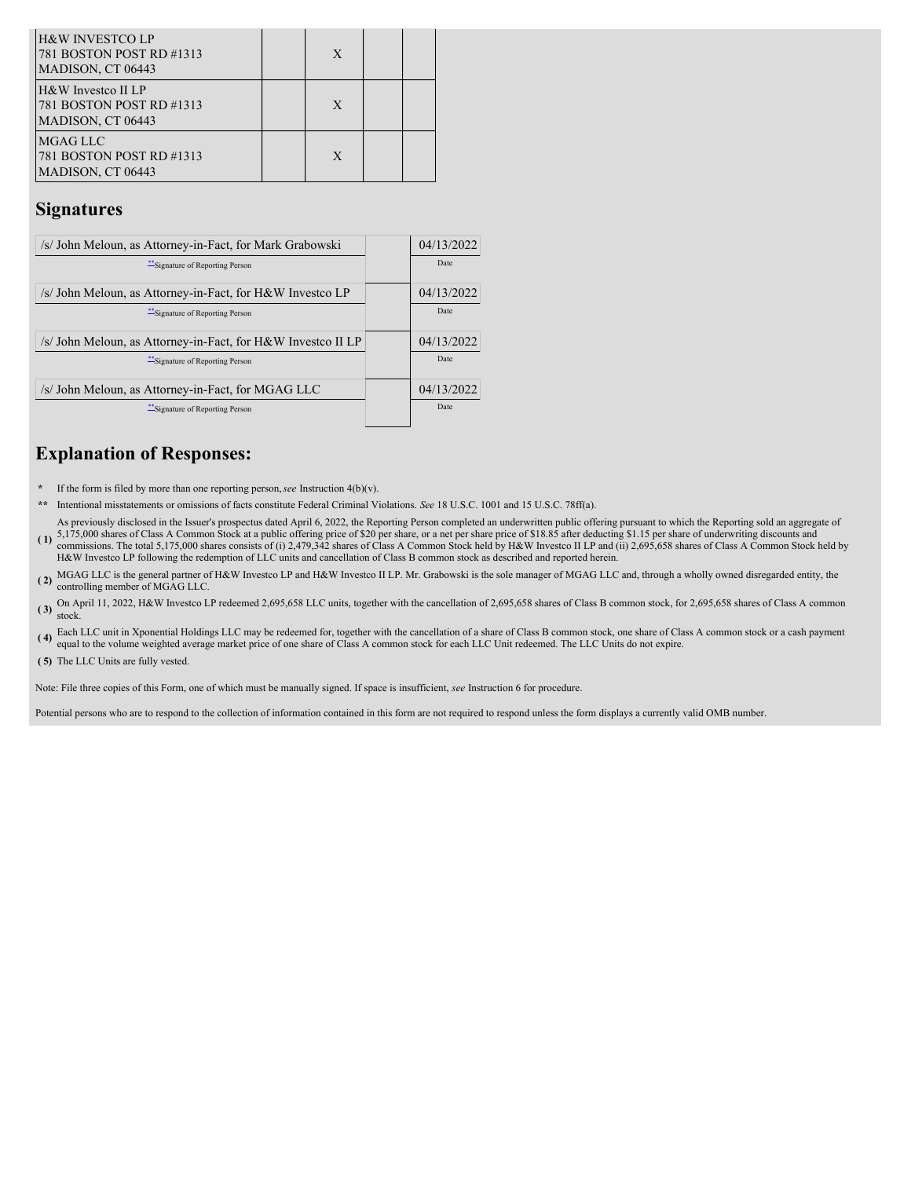| | | | | |
|---|---|---|---|---|
| H&W INVESTCO LP<br>781 BOSTON POST RD #1313<br>MADISON, CT 06443 | | X | | |
| H&W Investco II LP<br>781 BOSTON POST RD #1313<br>MADISON, CT 06443 | | X | | |
| MGAG LLC<br>781 BOSTON POST RD #1313<br>MADISON, CT 06443 | | X | | |

## Signatures

| | | |
|---|---|---|
| /s/ John Meloun, as Attorney-in-Fact, for Mark Grabowski | | 04/13/2022 |
| **Signature of Reporting Person | | Date |
| /s/ John Meloun, as Attorney-in-Fact, for H&W Investco LP | | 04/13/2022 |
| **Signature of Reporting Person | | Date |
| /s/ John Meloun, as Attorney-in-Fact, for H&W Investco II LP | | 04/13/2022 |
| **Signature of Reporting Person | | Date |
| /s/ John Meloun, as Attorney-in-Fact, for MGAG LLC | | 04/13/2022 |
| **Signature of Reporting Person | | Date |

## Explanation of Responses:

\* If the form is filed by more than one reporting person, *see* Instruction 4(b)(v).

\** Intentional misstatements or omissions of facts constitute Federal Criminal Violations. *See* 18 U.S.C. 1001 and 15 U.S.C. 78ff(a).

( 1) As previously disclosed in the Issuer's prospectus dated April 6, 2022, the Reporting Person completed an underwritten public offering pursuant to which the Reporting sold an aggregate of 5,175,000 shares of Class A Common Stock at a public offering price of $20 per share, or a net per share price of $18.85 after deducting $1.15 per share of underwriting discounts and commissions. The total 5,175,000 shares consists of (i) 2,479,342 shares of Class A Common Stock held by H&W Investco II LP and (ii) 2,695,658 shares of Class A Common Stock held by H&W Investco LP following the redemption of LLC units and cancellation of Class B common stock as described and reported herein.

( 2) MGAG LLC is the general partner of H&W Investco LP and H&W Investco II LP. Mr. Grabowski is the sole manager of MGAG LLC and, through a wholly owned disregarded entity, the controlling member of MGAG LLC.

( 3) On April 11, 2022, H&W Investco LP redeemed 2,695,658 LLC units, together with the cancellation of 2,695,658 shares of Class B common stock, for 2,695,658 shares of Class A common stock.

( 4) Each LLC unit in Xponential Holdings LLC may be redeemed for, together with the cancellation of a share of Class B common stock, one share of Class A common stock or a cash payment equal to the volume weighted average market price of one share of Class A common stock for each LLC Unit redeemed. The LLC Units do not expire.

( 5) The LLC Units are fully vested.

Note: File three copies of this Form, one of which must be manually signed. If space is insufficient, *see* Instruction 6 for procedure.

Potential persons who are to respond to the collection of information contained in this form are not required to respond unless the form displays a currently valid OMB number.